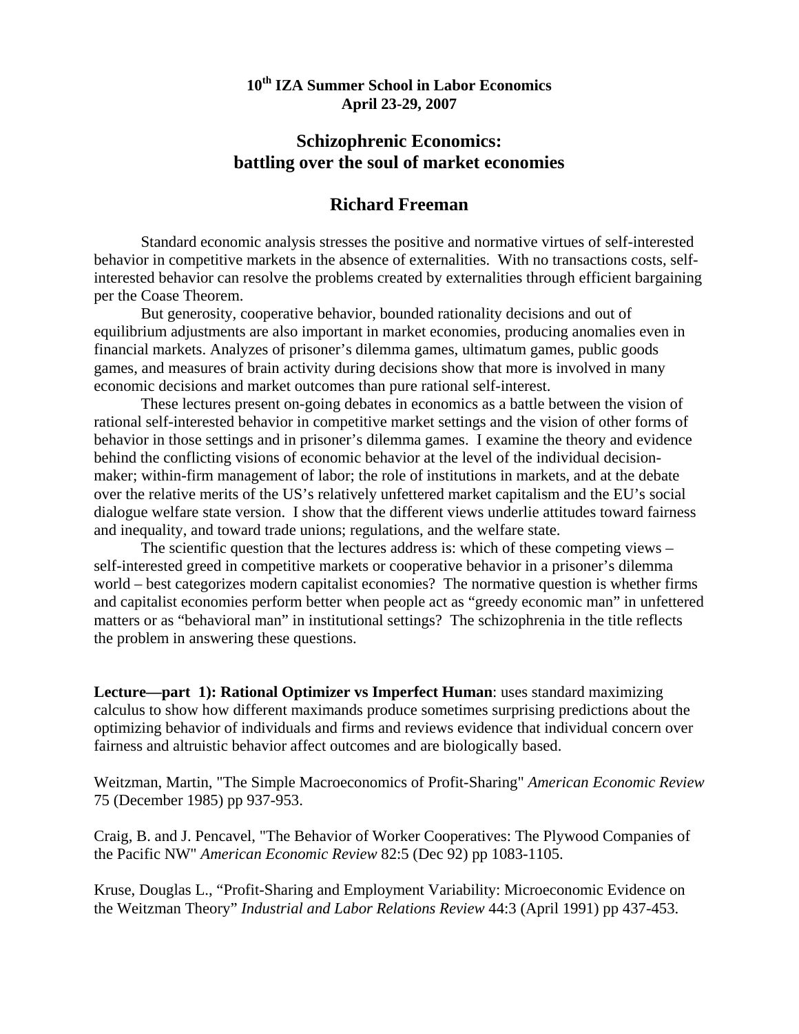**10th IZA Summer School in Labor Economics**
**April 23-29, 2007**

# Schizophrenic Economics: battling over the soul of market economies

## Richard Freeman

Standard economic analysis stresses the positive and normative virtues of self-interested behavior in competitive markets in the absence of externalities. With no transactions costs, self-interested behavior can resolve the problems created by externalities through efficient bargaining per the Coase Theorem.

But generosity, cooperative behavior, bounded rationality decisions and out of equilibrium adjustments are also important in market economies, producing anomalies even in financial markets. Analyzes of prisoner's dilemma games, ultimatum games, public goods games, and measures of brain activity during decisions show that more is involved in many economic decisions and market outcomes than pure rational self-interest.

These lectures present on-going debates in economics as a battle between the vision of rational self-interested behavior in competitive market settings and the vision of other forms of behavior in those settings and in prisoner's dilemma games. I examine the theory and evidence behind the conflicting visions of economic behavior at the level of the individual decision-maker; within-firm management of labor; the role of institutions in markets, and at the debate over the relative merits of the US's relatively unfettered market capitalism and the EU's social dialogue welfare state version. I show that the different views underlie attitudes toward fairness and inequality, and toward trade unions; regulations, and the welfare state.

The scientific question that the lectures address is: which of these competing views – self-interested greed in competitive markets or cooperative behavior in a prisoner's dilemma world – best categorizes modern capitalist economies? The normative question is whether firms and capitalist economies perform better when people act as "greedy economic man" in unfettered matters or as "behavioral man" in institutional settings? The schizophrenia in the title reflects the problem in answering these questions.

**Lecture—part 1): Rational Optimizer vs Imperfect Human**: uses standard maximizing calculus to show how different maximands produce sometimes surprising predictions about the optimizing behavior of individuals and firms and reviews evidence that individual concern over fairness and altruistic behavior affect outcomes and are biologically based.

Weitzman, Martin, "The Simple Macroeconomics of Profit-Sharing" *American Economic Review* 75 (December 1985) pp 937-953.

Craig, B. and J. Pencavel, "The Behavior of Worker Cooperatives: The Plywood Companies of the Pacific NW" *American Economic Review* 82:5 (Dec 92) pp 1083-1105.

Kruse, Douglas L., "Profit-Sharing and Employment Variability: Microeconomic Evidence on the Weitzman Theory" *Industrial and Labor Relations Review* 44:3 (April 1991) pp 437-453.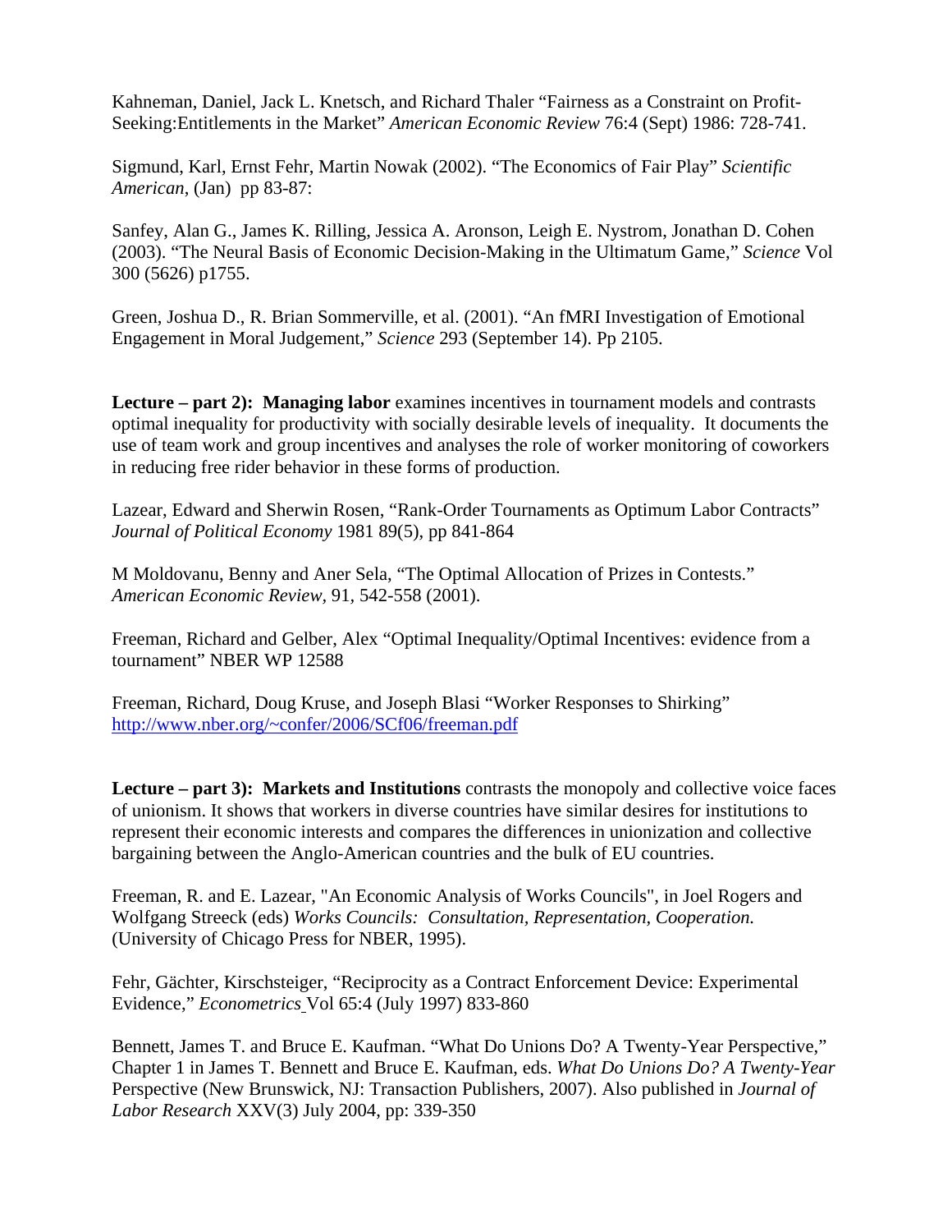Kahneman, Daniel, Jack L. Knetsch, and Richard Thaler "Fairness as a Constraint on Profit-Seeking:Entitlements in the Market" *American Economic Review* 76:4 (Sept) 1986: 728-741.

Sigmund, Karl, Ernst Fehr, Martin Nowak (2002). "The Economics of Fair Play" *Scientific American*, (Jan) pp 83-87:

Sanfey, Alan G., James K. Rilling, Jessica A. Aronson, Leigh E. Nystrom, Jonathan D. Cohen (2003). "The Neural Basis of Economic Decision-Making in the Ultimatum Game," *Science* Vol 300 (5626) p1755.

Green, Joshua D., R. Brian Sommerville, et al. (2001). "An fMRI Investigation of Emotional Engagement in Moral Judgement," *Science* 293 (September 14). Pp 2105.

**Lecture – part 2): Managing labor** examines incentives in tournament models and contrasts optimal inequality for productivity with socially desirable levels of inequality. It documents the use of team work and group incentives and analyses the role of worker monitoring of coworkers in reducing free rider behavior in these forms of production.

Lazear, Edward and Sherwin Rosen, "Rank-Order Tournaments as Optimum Labor Contracts" *Journal of Political Economy* 1981 89(5), pp 841-864

M Moldovanu, Benny and Aner Sela, "The Optimal Allocation of Prizes in Contests." *American Economic Review*, 91, 542-558 (2001).

Freeman, Richard and Gelber, Alex "Optimal Inequality/Optimal Incentives: evidence from a tournament" NBER WP 12588

Freeman, Richard, Doug Kruse, and Joseph Blasi "Worker Responses to Shirking" http://www.nber.org/~confer/2006/SCf06/freeman.pdf

**Lecture – part 3): Markets and Institutions** contrasts the monopoly and collective voice faces of unionism. It shows that workers in diverse countries have similar desires for institutions to represent their economic interests and compares the differences in unionization and collective bargaining between the Anglo-American countries and the bulk of EU countries.

Freeman, R. and E. Lazear, "An Economic Analysis of Works Councils", in Joel Rogers and Wolfgang Streeck (eds) *Works Councils: Consultation, Representation, Cooperation.* (University of Chicago Press for NBER, 1995).

Fehr, Gächter, Kirschsteiger, "Reciprocity as a Contract Enforcement Device: Experimental Evidence," *Econometrics* Vol 65:4 (July 1997) 833-860

Bennett, James T. and Bruce E. Kaufman. "What Do Unions Do? A Twenty-Year Perspective," Chapter 1 in James T. Bennett and Bruce E. Kaufman, eds. *What Do Unions Do? A Twenty-Year* Perspective (New Brunswick, NJ: Transaction Publishers, 2007). Also published in *Journal of Labor Research* XXV(3) July 2004, pp: 339-350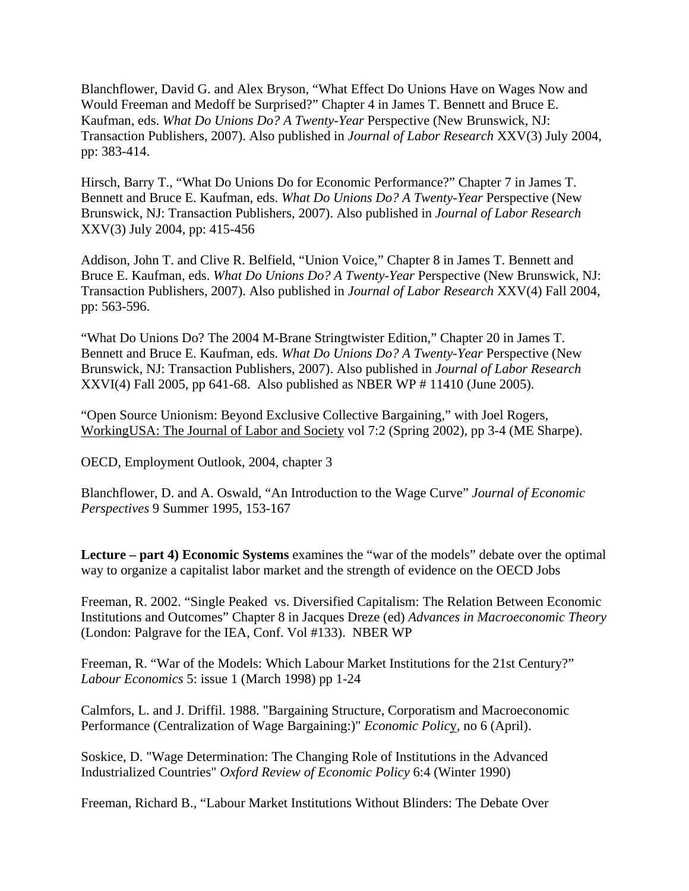Blanchflower, David G. and Alex Bryson, "What Effect Do Unions Have on Wages Now and Would Freeman and Medoff be Surprised?" Chapter 4 in James T. Bennett and Bruce E. Kaufman, eds. *What Do Unions Do? A Twenty-Year* Perspective (New Brunswick, NJ: Transaction Publishers, 2007). Also published in *Journal of Labor Research* XXV(3) July 2004, pp: 383-414.

Hirsch, Barry T., "What Do Unions Do for Economic Performance?" Chapter 7 in James T. Bennett and Bruce E. Kaufman, eds. *What Do Unions Do? A Twenty-Year* Perspective (New Brunswick, NJ: Transaction Publishers, 2007). Also published in *Journal of Labor Research* XXV(3) July 2004, pp: 415-456

Addison, John T. and Clive R. Belfield, "Union Voice," Chapter 8 in James T. Bennett and Bruce E. Kaufman, eds. *What Do Unions Do? A Twenty-Year* Perspective (New Brunswick, NJ: Transaction Publishers, 2007). Also published in *Journal of Labor Research* XXV(4) Fall 2004, pp: 563-596.

"What Do Unions Do? The 2004 M-Brane Stringtwister Edition," Chapter 20 in James T. Bennett and Bruce E. Kaufman, eds. *What Do Unions Do? A Twenty-Year* Perspective (New Brunswick, NJ: Transaction Publishers, 2007). Also published in *Journal of Labor Research* XXVI(4) Fall 2005, pp 641-68. Also published as NBER WP # 11410 (June 2005).

"Open Source Unionism: Beyond Exclusive Collective Bargaining," with Joel Rogers, <u>WorkingUSA: The Journal of Labor and Society</u> vol 7:2 (Spring 2002), pp 3-4 (ME Sharpe).

OECD, Employment Outlook, 2004, chapter 3

Blanchflower, D. and A. Oswald, "An Introduction to the Wage Curve" *Journal of Economic Perspectives* 9 Summer 1995, 153-167

**Lecture – part 4) Economic Systems** examines the "war of the models" debate over the optimal way to organize a capitalist labor market and the strength of evidence on the OECD Jobs

Freeman, R. 2002. "Single Peaked vs. Diversified Capitalism: The Relation Between Economic Institutions and Outcomes" Chapter 8 in Jacques Dreze (ed) *Advances in Macroeconomic Theory* (London: Palgrave for the IEA, Conf. Vol #133). NBER WP

Freeman, R. "War of the Models: Which Labour Market Institutions for the 21st Century?" *Labour Economics* 5: issue 1 (March 1998) pp 1-24

Calmfors, L. and J. Driffil. 1988. "Bargaining Structure, Corporatism and Macroeconomic Performance (Centralization of Wage Bargaining:)" *Economic Policy*, no 6 (April).

Soskice, D. "Wage Determination: The Changing Role of Institutions in the Advanced Industrialized Countries" *Oxford Review of Economic Policy* 6:4 (Winter 1990)

Freeman, Richard B., "Labour Market Institutions Without Blinders: The Debate Over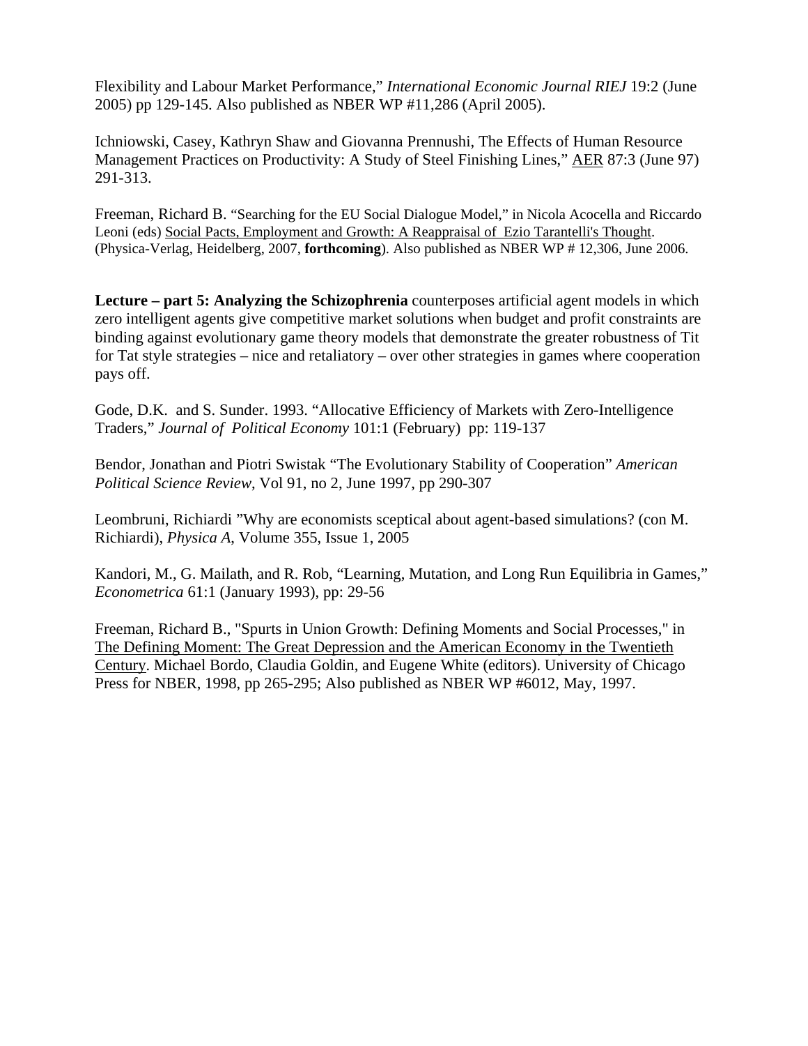Flexibility and Labour Market Performance," *International Economic Journal RIEJ* 19:2 (June 2005) pp 129-145. Also published as NBER WP #11,286 (April 2005).

Ichniowski, Casey, Kathryn Shaw and Giovanna Prennushi, The Effects of Human Resource Management Practices on Productivity: A Study of Steel Finishing Lines," AER 87:3 (June 97) 291-313.

Freeman, Richard B. "Searching for the EU Social Dialogue Model," in Nicola Acocella and Riccardo Leoni (eds) Social Pacts, Employment and Growth: A Reappraisal of Ezio Tarantelli's Thought. (Physica-Verlag, Heidelberg, 2007, **forthcoming**). Also published as NBER WP # 12,306, June 2006.

**Lecture – part 5: Analyzing the Schizophrenia** counterposes artificial agent models in which zero intelligent agents give competitive market solutions when budget and profit constraints are binding against evolutionary game theory models that demonstrate the greater robustness of Tit for Tat style strategies – nice and retaliatory – over other strategies in games where cooperation pays off.

Gode, D.K. and S. Sunder. 1993. "Allocative Efficiency of Markets with Zero-Intelligence Traders," *Journal of Political Economy* 101:1 (February) pp: 119-137

Bendor, Jonathan and Piotri Swistak "The Evolutionary Stability of Cooperation" *American Political Science Review*, Vol 91, no 2, June 1997, pp 290-307

Leombruni, Richiardi "Why are economists sceptical about agent-based simulations? (con M. Richiardi), *Physica A*, Volume 355, Issue 1, 2005

Kandori, M., G. Mailath, and R. Rob, "Learning, Mutation, and Long Run Equilibria in Games," *Econometrica* 61:1 (January 1993), pp: 29-56

Freeman, Richard B., "Spurts in Union Growth: Defining Moments and Social Processes," in The Defining Moment: The Great Depression and the American Economy in the Twentieth Century. Michael Bordo, Claudia Goldin, and Eugene White (editors). University of Chicago Press for NBER, 1998, pp 265-295; Also published as NBER WP #6012, May, 1997.